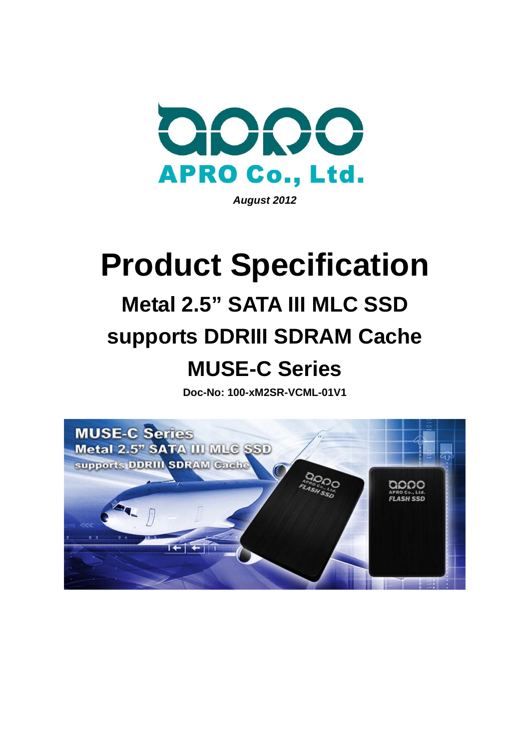APRO Co., Ltd.

*August 2012*

# Product Specification

## Metal 2.5" SATA III MLC SSD

## supports DDRIII SDRAM Cache

## MUSE-C Series

**Doc-No: 100-xM2SR-VCML-01V1**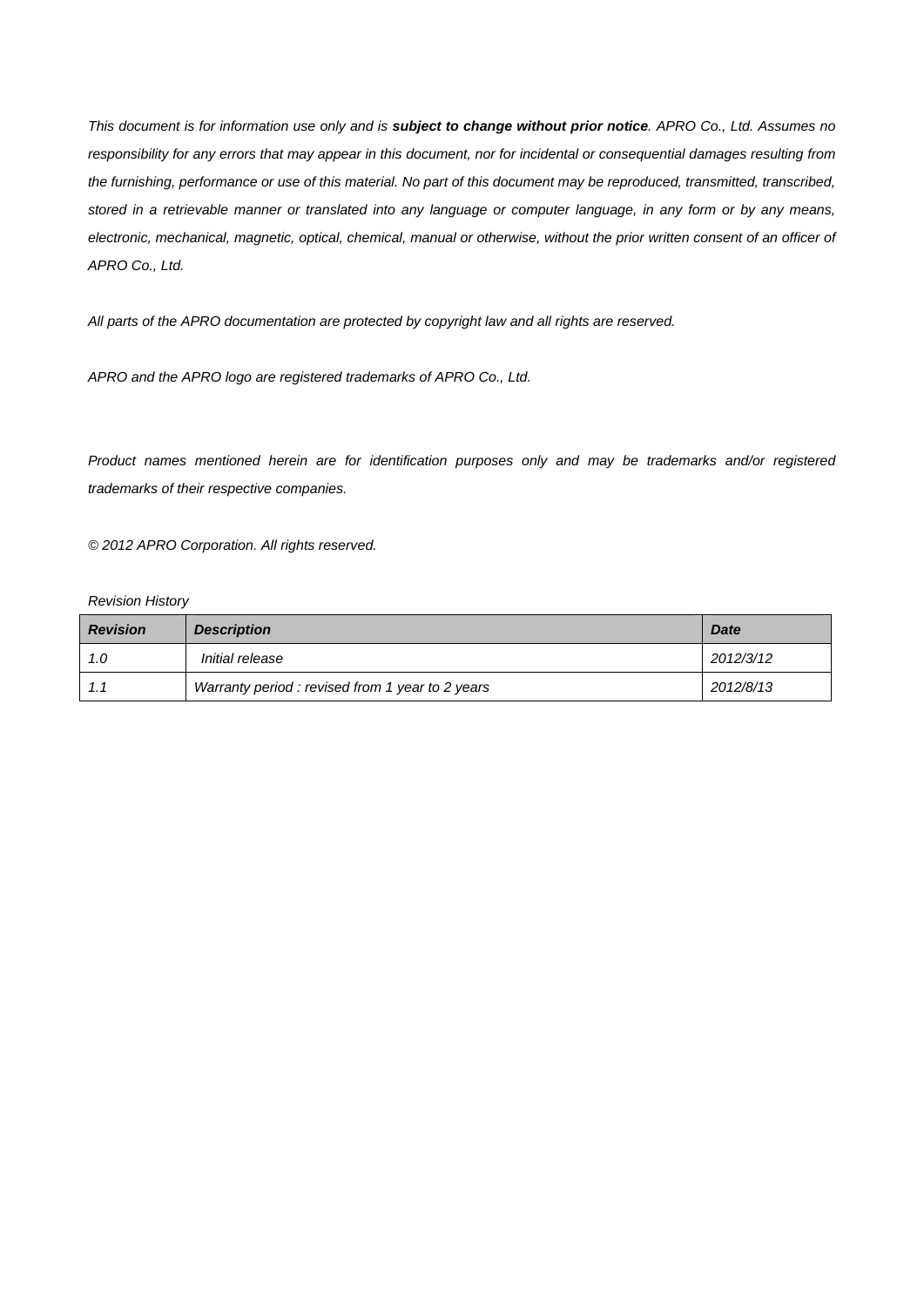*This document is for information use only and is **subject to change without prior notice**. APRO Co., Ltd. Assumes no responsibility for any errors that may appear in this document, nor for incidental or consequential damages resulting from the furnishing, performance or use of this material. No part of this document may be reproduced, transmitted, transcribed, stored in a retrievable manner or translated into any language or computer language, in any form or by any means, electronic, mechanical, magnetic, optical, chemical, manual or otherwise, without the prior written consent of an officer of APRO Co., Ltd.*

*All parts of the APRO documentation are protected by copyright law and all rights are reserved.*

*APRO and the APRO logo are registered trademarks of APRO Co., Ltd.*

*Product names mentioned herein are for identification purposes only and may be trademarks and/or registered trademarks of their respective companies.*

*© 2012 APRO Corporation. All rights reserved.*

*Revision History*

| ***Revision*** | ***Description*** | ***Date*** |
|---|---|---|
| *1.0* | *Initial release* | *2012/3/12* |
| *1.1* | *Warranty period : revised from 1 year to 2 years* | *2012/8/13* |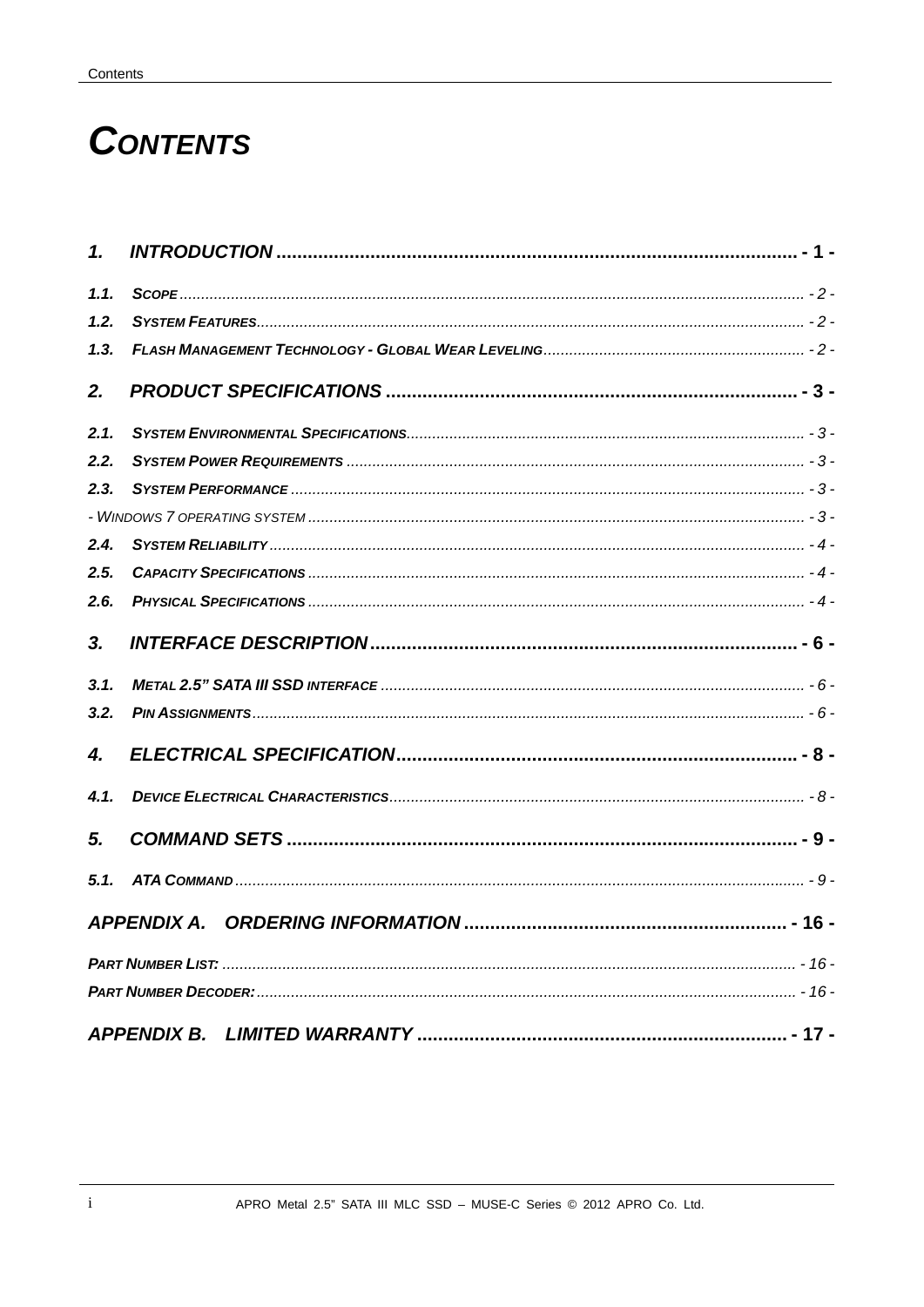# CONTENTS

1. INTRODUCTION ........................................................................................ - 1 -

1.1. SCOPE ........................................................................................ - 2 -

1.2. SYSTEM FEATURES ........................................................................................ - 2 -

1.3. FLASH MANAGEMENT TECHNOLOGY - GLOBAL WEAR LEVELING ........................................................................................ - 2 -

2. PRODUCT SPECIFICATIONS ........................................................................................ - 3 -

2.1. SYSTEM ENVIRONMENTAL SPECIFICATIONS ........................................................................................ - 3 -

2.2. SYSTEM POWER REQUIREMENTS ........................................................................................ - 3 -

2.3. SYSTEM PERFORMANCE ........................................................................................ - 3 -

- WINDOWS 7 OPERATING SYSTEM ........................................................................................ - 3 -

2.4. SYSTEM RELIABILITY ........................................................................................ - 4 -

2.5. CAPACITY SPECIFICATIONS ........................................................................................ - 4 -

2.6. PHYSICAL SPECIFICATIONS ........................................................................................ - 4 -

3. INTERFACE DESCRIPTION ........................................................................................ - 6 -

3.1. METAL 2.5" SATA III SSD INTERFACE ........................................................................................ - 6 -

3.2. PIN ASSIGNMENTS ........................................................................................ - 6 -

4. ELECTRICAL SPECIFICATION ........................................................................................ - 8 -

4.1. DEVICE ELECTRICAL CHARACTERISTICS ........................................................................................ - 8 -

5. COMMAND SETS ........................................................................................ - 9 -

5.1. ATA COMMAND ........................................................................................ - 9 -

APPENDIX A. ORDERING INFORMATION ........................................................................................ - 16 -

PART NUMBER LIST: ........................................................................................ - 16 -

PART NUMBER DECODER: ........................................................................................ - 16 -

APPENDIX B. LIMITED WARRANTY ........................................................................................ - 17 -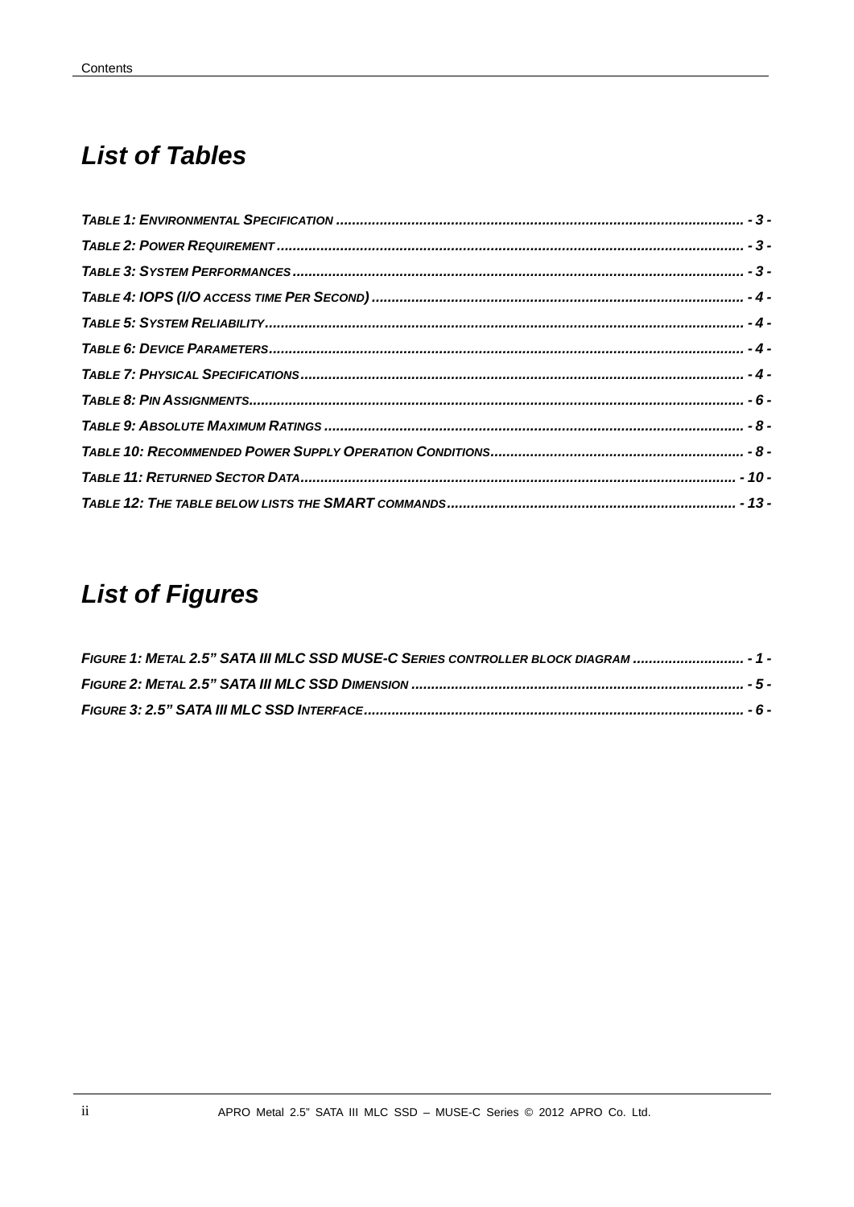## List of Tables

*TABLE 1: ENVIRONMENTAL SPECIFICATION* ........................................................................................................ *- 3 -*
*TABLE 2: POWER REQUIREMENT* ........................................................................................................ *- 3 -*
*TABLE 3: SYSTEM PERFORMANCES* ........................................................................................................ *- 3 -*
*TABLE 4: IOPS (I/O ACCESS TIME PER SECOND)* ........................................................................................................ *- 4 -*
*TABLE 5: SYSTEM RELIABILITY* ........................................................................................................ *- 4 -*
*TABLE 6: DEVICE PARAMETERS* ........................................................................................................ *- 4 -*
*TABLE 7: PHYSICAL SPECIFICATIONS* ........................................................................................................ *- 4 -*
*TABLE 8: PIN ASSIGNMENTS* ........................................................................................................ *- 6 -*
*TABLE 9: ABSOLUTE MAXIMUM RATINGS* ........................................................................................................ *- 8 -*
*TABLE 10: RECOMMENDED POWER SUPPLY OPERATION CONDITIONS* ........................................................................................................ *- 8 -*
*TABLE 11: RETURNED SECTOR DATA* ........................................................................................................ *- 10 -*
*TABLE 12: THE TABLE BELOW LISTS THE SMART COMMANDS* ........................................................................................................ *- 13 -*

## List of Figures

*FIGURE 1: METAL 2.5" SATA III MLC SSD MUSE-C SERIES CONTROLLER BLOCK DIAGRAM* ........................................................................................................ *- 1 -*
*FIGURE 2: METAL 2.5" SATA III MLC SSD DIMENSION* ........................................................................................................ *- 5 -*
*FIGURE 3: 2.5" SATA III MLC SSD INTERFACE* ........................................................................................................ *- 6 -*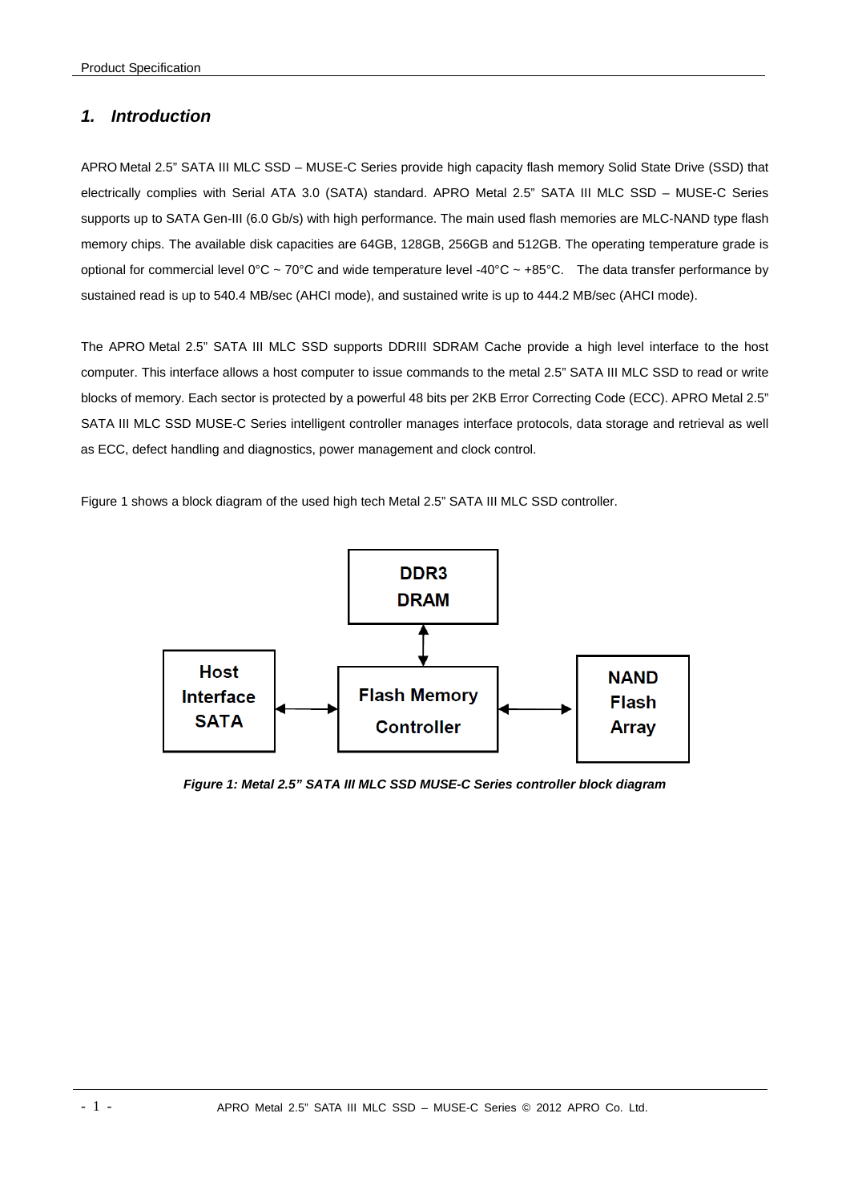## 1. Introduction

APRO Metal 2.5" SATA III MLC SSD – MUSE-C Series provide high capacity flash memory Solid State Drive (SSD) that electrically complies with Serial ATA 3.0 (SATA) standard. APRO Metal 2.5" SATA III MLC SSD – MUSE-C Series supports up to SATA Gen-III (6.0 Gb/s) with high performance. The main used flash memories are MLC-NAND type flash memory chips. The available disk capacities are 64GB, 128GB, 256GB and 512GB. The operating temperature grade is optional for commercial level 0°C ~ 70°C and wide temperature level -40°C ~ +85°C. The data transfer performance by sustained read is up to 540.4 MB/sec (AHCI mode), and sustained write is up to 444.2 MB/sec (AHCI mode).

The APRO Metal 2.5" SATA III MLC SSD supports DDRIII SDRAM Cache provide a high level interface to the host computer. This interface allows a host computer to issue commands to the metal 2.5" SATA III MLC SSD to read or write blocks of memory. Each sector is protected by a powerful 48 bits per 2KB Error Correcting Code (ECC). APRO Metal 2.5" SATA III MLC SSD MUSE-C Series intelligent controller manages interface protocols, data storage and retrieval as well as ECC, defect handling and diagnostics, power management and clock control.

Figure 1 shows a block diagram of the used high tech Metal 2.5" SATA III MLC SSD controller.

DDR3 DRAM

Host Interface SATA ↔ Flash Memory Controller ↔ NAND Flash Array

*Figure 1: Metal 2.5" SATA III MLC SSD MUSE-C Series controller block diagram*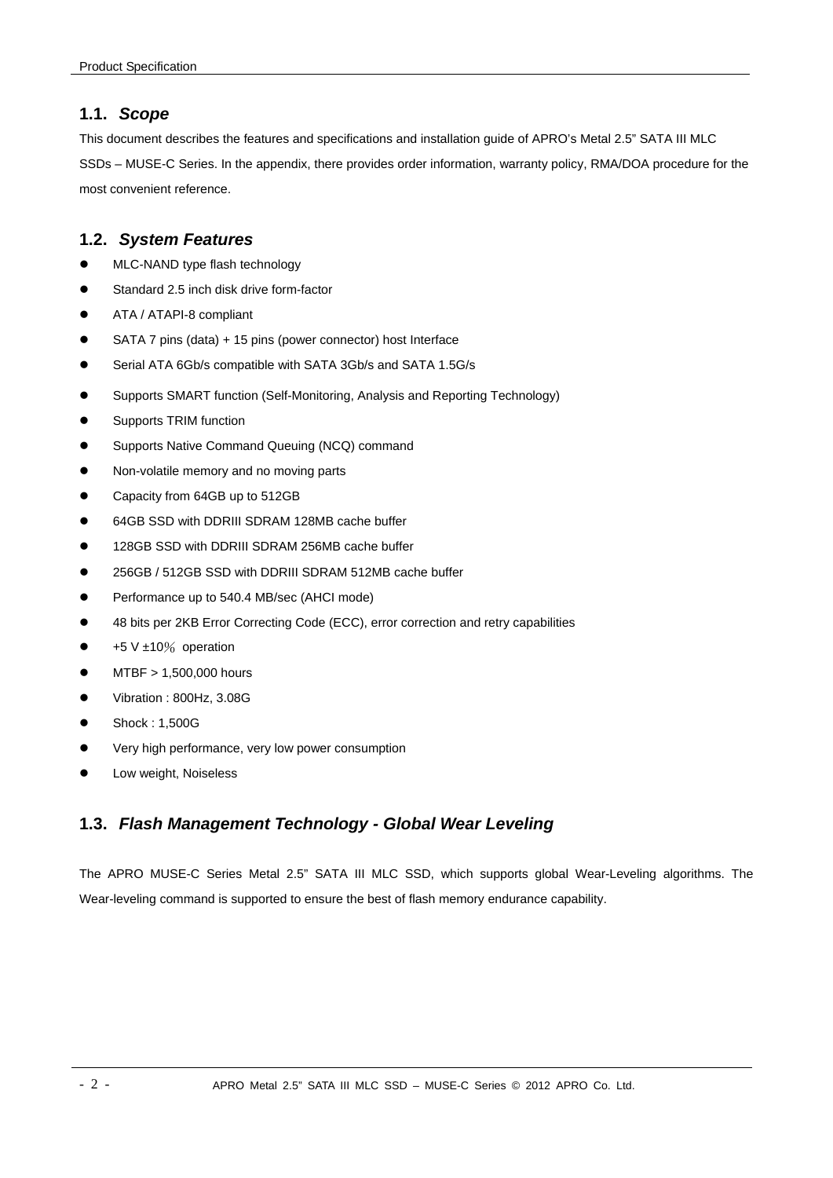## 1.1. *Scope*

This document describes the features and specifications and installation guide of APRO's Metal 2.5" SATA III MLC SSDs – MUSE-C Series. In the appendix, there provides order information, warranty policy, RMA/DOA procedure for the most convenient reference.

## 1.2. *System Features*

- MLC-NAND type flash technology
- Standard 2.5 inch disk drive form-factor
- ATA / ATAPI-8 compliant
- SATA 7 pins (data) + 15 pins (power connector) host Interface
- Serial ATA 6Gb/s compatible with SATA 3Gb/s and SATA 1.5G/s
- Supports SMART function (Self-Monitoring, Analysis and Reporting Technology)
- Supports TRIM function
- Supports Native Command Queuing (NCQ) command
- Non-volatile memory and no moving parts
- Capacity from 64GB up to 512GB
- 64GB SSD with DDRIII SDRAM 128MB cache buffer
- 128GB SSD with DDRIII SDRAM 256MB cache buffer
- 256GB / 512GB SSD with DDRIII SDRAM 512MB cache buffer
- Performance up to 540.4 MB/sec (AHCI mode)
- 48 bits per 2KB Error Correcting Code (ECC), error correction and retry capabilities
- +5 V ±10％ operation
- MTBF > 1,500,000 hours
- Vibration : 800Hz, 3.08G
- Shock : 1,500G
- Very high performance, very low power consumption
- Low weight, Noiseless

## 1.3. *Flash Management Technology - Global Wear Leveling*

The APRO MUSE-C Series Metal 2.5" SATA III MLC SSD, which supports global Wear-Leveling algorithms. The Wear-leveling command is supported to ensure the best of flash memory endurance capability.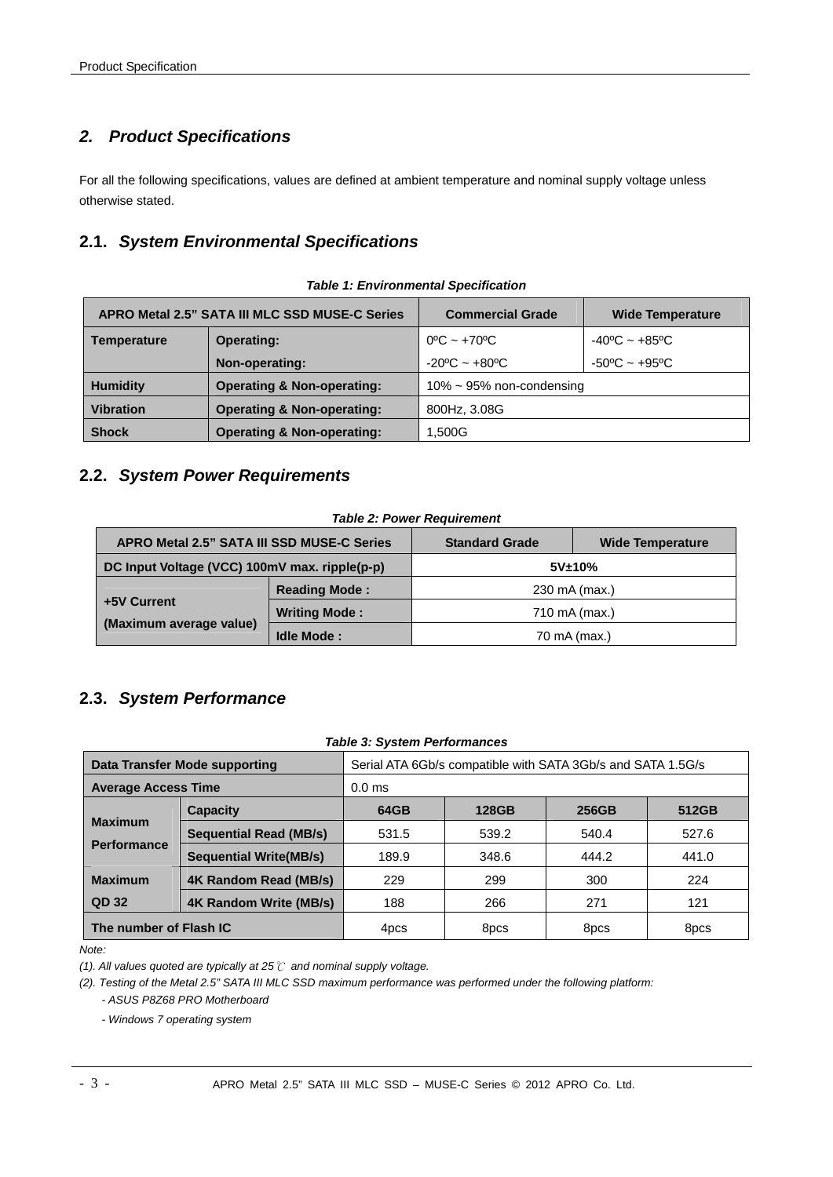## 2. Product Specifications

For all the following specifications, values are defined at ambient temperature and nominal supply voltage unless otherwise stated.

### 2.1. System Environmental Specifications

**Table 1: Environmental Specification**

| APRO Metal 2.5" SATA III MLC SSD MUSE-C Series | | Commercial Grade | Wide Temperature |
|---|---|---|---|
| **Temperature** | **Operating:** | 0ºC ~ +70ºC | -40ºC ~ +85ºC |
| | **Non-operating:** | -20ºC ~ +80ºC | -50ºC ~ +95ºC |
| **Humidity** | **Operating & Non-operating:** | 10% ~ 95% non-condensing | |
| **Vibration** | **Operating & Non-operating:** | 800Hz, 3.08G | |
| **Shock** | **Operating & Non-operating:** | 1,500G | |

### 2.2. System Power Requirements

**Table 2: Power Requirement**

| APRO Metal 2.5" SATA III SSD MUSE-C Series | | Standard Grade | Wide Temperature |
|---|---|---|---|
| **DC Input Voltage (VCC) 100mV max. ripple(p-p)** | | **5V±10%** | |
| **+5V Current (Maximum average value)** | **Reading Mode :** | 230 mA (max.) | |
| | **Writing Mode :** | 710 mA (max.) | |
| | **Idle Mode :** | 70 mA (max.) | |

### 2.3. System Performance

**Table 3: System Performances**

| **Data Transfer Mode supporting** | | Serial ATA 6Gb/s compatible with SATA 3Gb/s and SATA 1.5G/s | | | |
|---|---|---|---|---|---|
| **Average Access Time** | | 0.0 ms | | | |
| **Maximum Performance** | **Capacity** | **64GB** | **128GB** | **256GB** | **512GB** |
| | **Sequential Read (MB/s)** | 531.5 | 539.2 | 540.4 | 527.6 |
| | **Sequential Write(MB/s)** | 189.9 | 348.6 | 444.2 | 441.0 |
| **Maximum QD 32** | **4K Random Read (MB/s)** | 229 | 299 | 300 | 224 |
| | **4K Random Write (MB/s)** | 188 | 266 | 271 | 121 |
| **The number of Flash IC** | | 4pcs | 8pcs | 8pcs | 8pcs |

*Note:*

*(1). All values quoted are typically at 25℃ and nominal supply voltage.*

*(2). Testing of the Metal 2.5" SATA III MLC SSD maximum performance was performed under the following platform:*

*- ASUS P8Z68 PRO Motherboard*

*- Windows 7 operating system*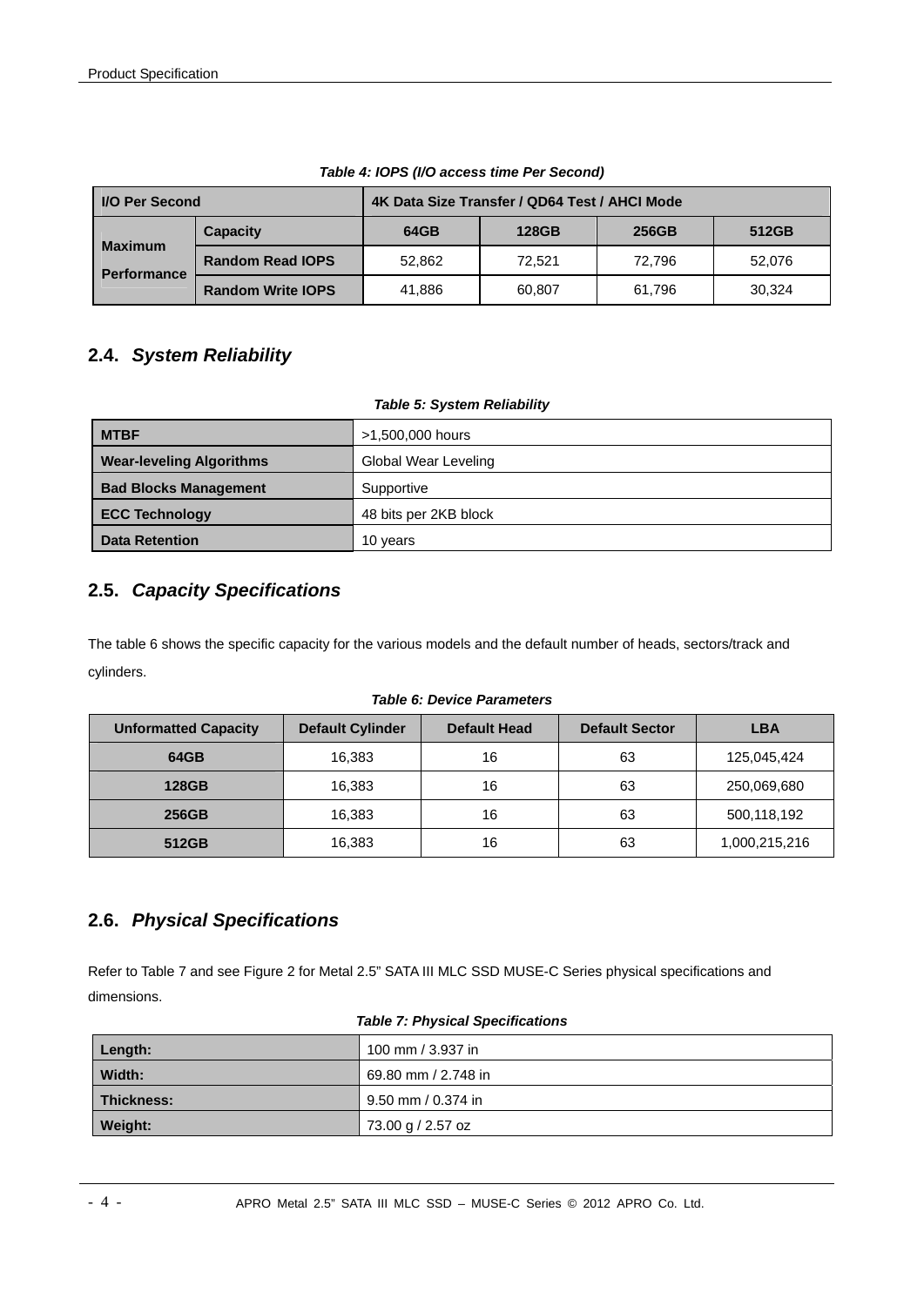*Table 4: IOPS (I/O access time Per Second)*

| I/O Per Second | | 4K Data Size Transfer / QD64 Test / AHCI Mode | | | |
|---|---|---|---|---|---|
| Maximum Performance | Capacity | 64GB | 128GB | 256GB | 512GB |
| | Random Read IOPS | 52,862 | 72,521 | 72,796 | 52,076 |
| | Random Write IOPS | 41,886 | 60,807 | 61,796 | 30,324 |

## 2.4. *System Reliability*

*Table 5: System Reliability*

| | |
|---|---|
| **MTBF** | >1,500,000 hours |
| **Wear-leveling Algorithms** | Global Wear Leveling |
| **Bad Blocks Management** | Supportive |
| **ECC Technology** | 48 bits per 2KB block |
| **Data Retention** | 10 years |

## 2.5. *Capacity Specifications*

The table 6 shows the specific capacity for the various models and the default number of heads, sectors/track and cylinders.

*Table 6: Device Parameters*

| Unformatted Capacity | Default Cylinder | Default Head | Default Sector | LBA |
|---|---|---|---|---|
| 64GB | 16,383 | 16 | 63 | 125,045,424 |
| 128GB | 16,383 | 16 | 63 | 250,069,680 |
| 256GB | 16,383 | 16 | 63 | 500,118,192 |
| 512GB | 16,383 | 16 | 63 | 1,000,215,216 |

## 2.6. *Physical Specifications*

Refer to Table 7 and see Figure 2 for Metal 2.5" SATA III MLC SSD MUSE-C Series physical specifications and dimensions.

*Table 7: Physical Specifications*

| | |
|---|---|
| **Length:** | 100 mm / 3.937 in |
| **Width:** | 69.80 mm / 2.748 in |
| **Thickness:** | 9.50 mm / 0.374 in |
| **Weight:** | 73.00 g / 2.57 oz |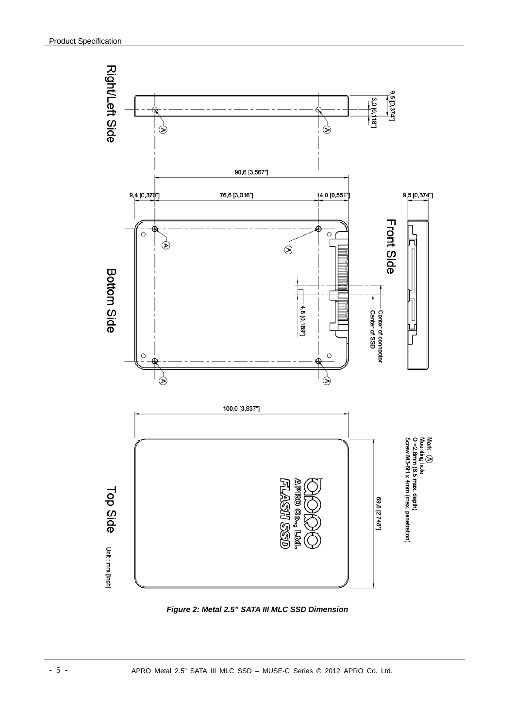Right/Left Side

9,5 [0,374"]

3,0 [0,118"]

90,6 [3,567"]

9,4 [0,370"]

76,6 [3,016"]

14,0 [0,551"]

9,5 [0,374"]

Front Side

Bottom Side

4,8 [0,189"]

Center of connector
Center of SSD

100,0 [3,937"]

Mark - Ⓐ
Mounting hole
Ø =2.6mm (6.5 max. depth)
Screw M3-6H x 4mm (max. penetration)

69,8 [2,748"]

APRO Co., Ltd.
FLASH SSD

Top Side

Unit : mm [inch]

*Figure 2: Metal 2.5" SATA III MLC SSD Dimension*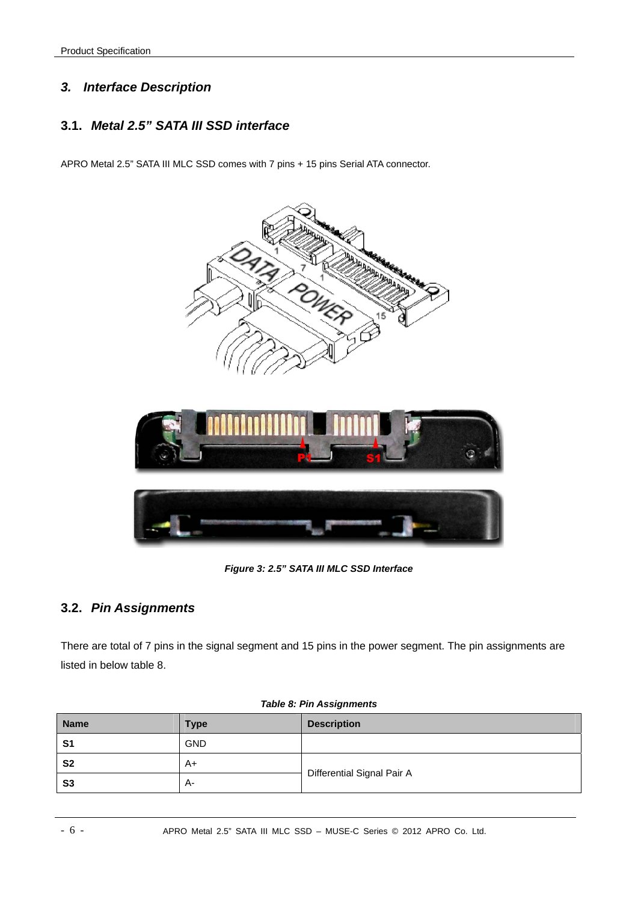## 3. Interface Description

### 3.1. Metal 2.5” SATA III SSD interface

APRO Metal 2.5” SATA III MLC SSD comes with 7 pins + 15 pins Serial ATA connector.

*Figure 3: 2.5” SATA III MLC SSD Interface*

### 3.2. Pin Assignments

There are total of 7 pins in the signal segment and 15 pins in the power segment. The pin assignments are listed in below table 8.

*Table 8: Pin Assignments*

| Name | Type | Description |
|---|---|---|
| **S1** | GND | |
| **S2** | A+ | Differential Signal Pair A |
| **S3** | A- | |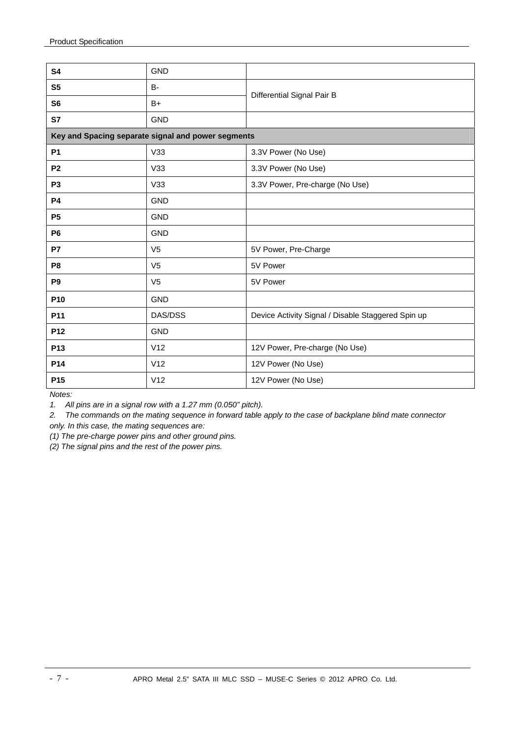| **S4** | GND | |
|---|---|---|
| **S5** | B- | Differential Signal Pair B |
| **S6** | B+ | |
| **S7** | GND | |
| **Key and Spacing separate signal and power segments** | | |
| **P1** | V33 | 3.3V Power (No Use) |
| **P2** | V33 | 3.3V Power (No Use) |
| **P3** | V33 | 3.3V Power, Pre-charge (No Use) |
| **P4** | GND | |
| **P5** | GND | |
| **P6** | GND | |
| **P7** | V5 | 5V Power, Pre-Charge |
| **P8** | V5 | 5V Power |
| **P9** | V5 | 5V Power |
| **P10** | GND | |
| **P11** | DAS/DSS | Device Activity Signal / Disable Staggered Spin up |
| **P12** | GND | |
| **P13** | V12 | 12V Power, Pre-charge (No Use) |
| **P14** | V12 | 12V Power (No Use) |
| **P15** | V12 | 12V Power (No Use) |

*Notes:*

1. *All pins are in a signal row with a 1.27 mm (0.050" pitch).*
2. *The commands on the mating sequence in forward table apply to the case of backplane blind mate connector only. In this case, the mating sequences are:*

*(1) The pre-charge power pins and other ground pins.*

*(2) The signal pins and the rest of the power pins.*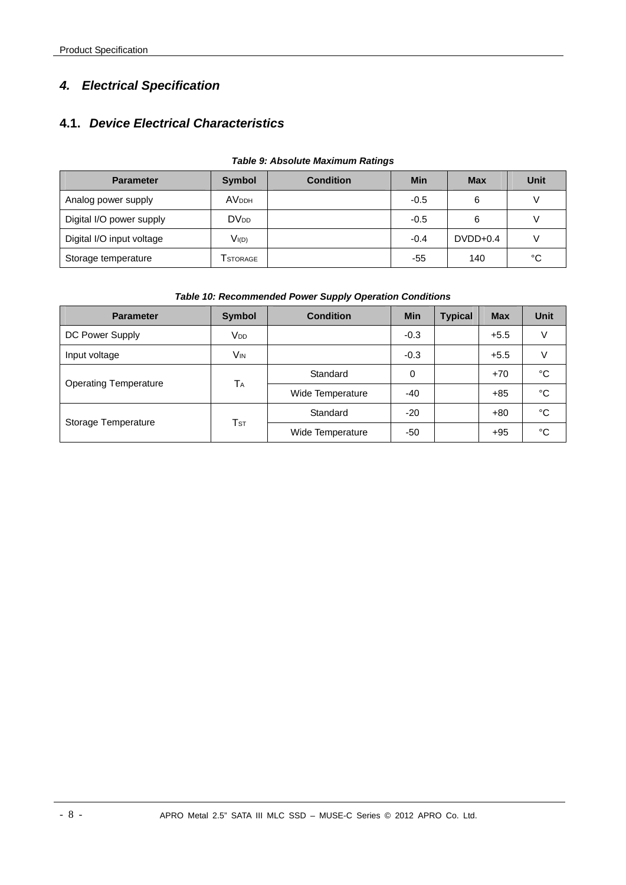# *4. Electrical Specification*

## 4.1. *Device Electrical Characteristics*

***Table 9: Absolute Maximum Ratings***

| Parameter | Symbol | Condition | Min | Max | Unit |
|---|---|---|---|---|---|
| Analog power supply | $AV_{DDH}$ | | -0.5 | 6 | V |
| Digital I/O power supply | $DV_{DD}$ | | -0.5 | 6 | V |
| Digital I/O input voltage | $V_{I(D)}$ | | -0.4 | DVDD+0.4 | V |
| Storage temperature | $T_{STORAGE}$ | | -55 | 140 | °C |

***Table 10: Recommended Power Supply Operation Conditions***

| Parameter | Symbol | Condition | Min | Typical | Max | Unit |
|---|---|---|---|---|---|---|
| DC Power Supply | $V_{DD}$ | | -0.3 | | +5.5 | V |
| Input voltage | $V_{IN}$ | | -0.3 | | +5.5 | V |
| Operating Temperature | $T_A$ | Standard | 0 | | +70 | °C |
| | | Wide Temperature | -40 | | +85 | °C |
| Storage Temperature | $T_{ST}$ | Standard | -20 | | +80 | °C |
| | | Wide Temperature | -50 | | +95 | °C |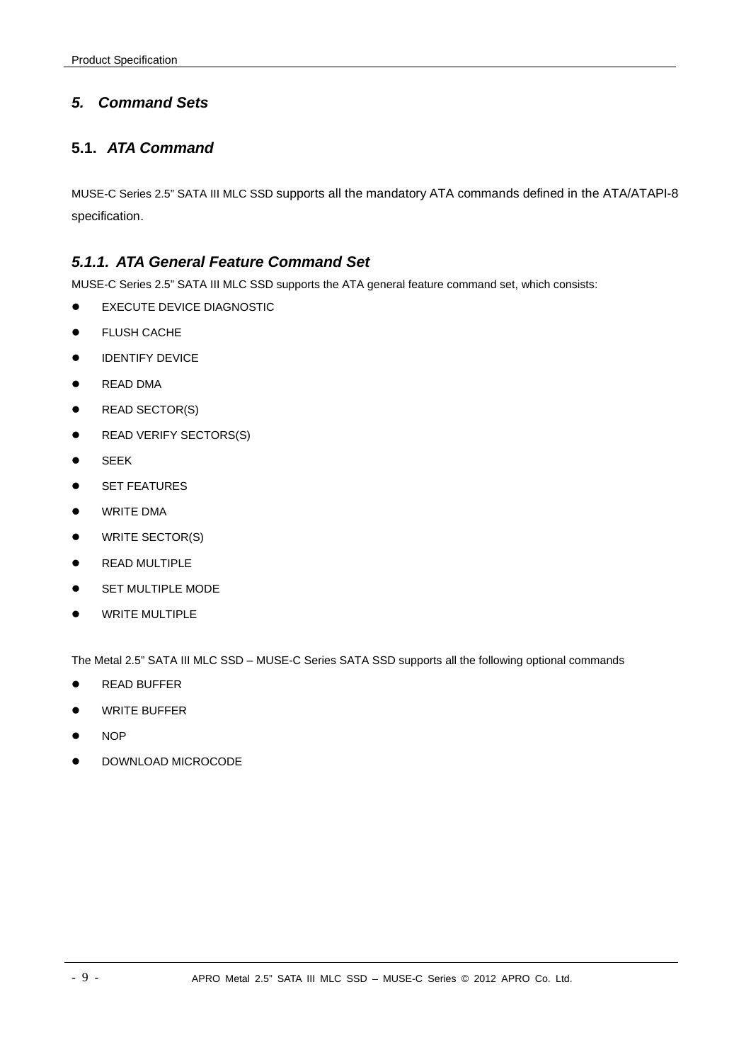# *5. Command Sets*

## 5.1. *ATA Command*

MUSE-C Series 2.5" SATA III MLC SSD supports all the mandatory ATA commands defined in the ATA/ATAPI-8 specification.

### *5.1.1. ATA General Feature Command Set*

MUSE-C Series 2.5" SATA III MLC SSD supports the ATA general feature command set, which consists:

- EXECUTE DEVICE DIAGNOSTIC
- FLUSH CACHE
- IDENTIFY DEVICE
- READ DMA
- READ SECTOR(S)
- READ VERIFY SECTORS(S)
- SEEK
- SET FEATURES
- WRITE DMA
- WRITE SECTOR(S)
- READ MULTIPLE
- SET MULTIPLE MODE
- WRITE MULTIPLE

The Metal 2.5" SATA III MLC SSD – MUSE-C Series SATA SSD supports all the following optional commands

- READ BUFFER
- WRITE BUFFER
- NOP
- DOWNLOAD MICROCODE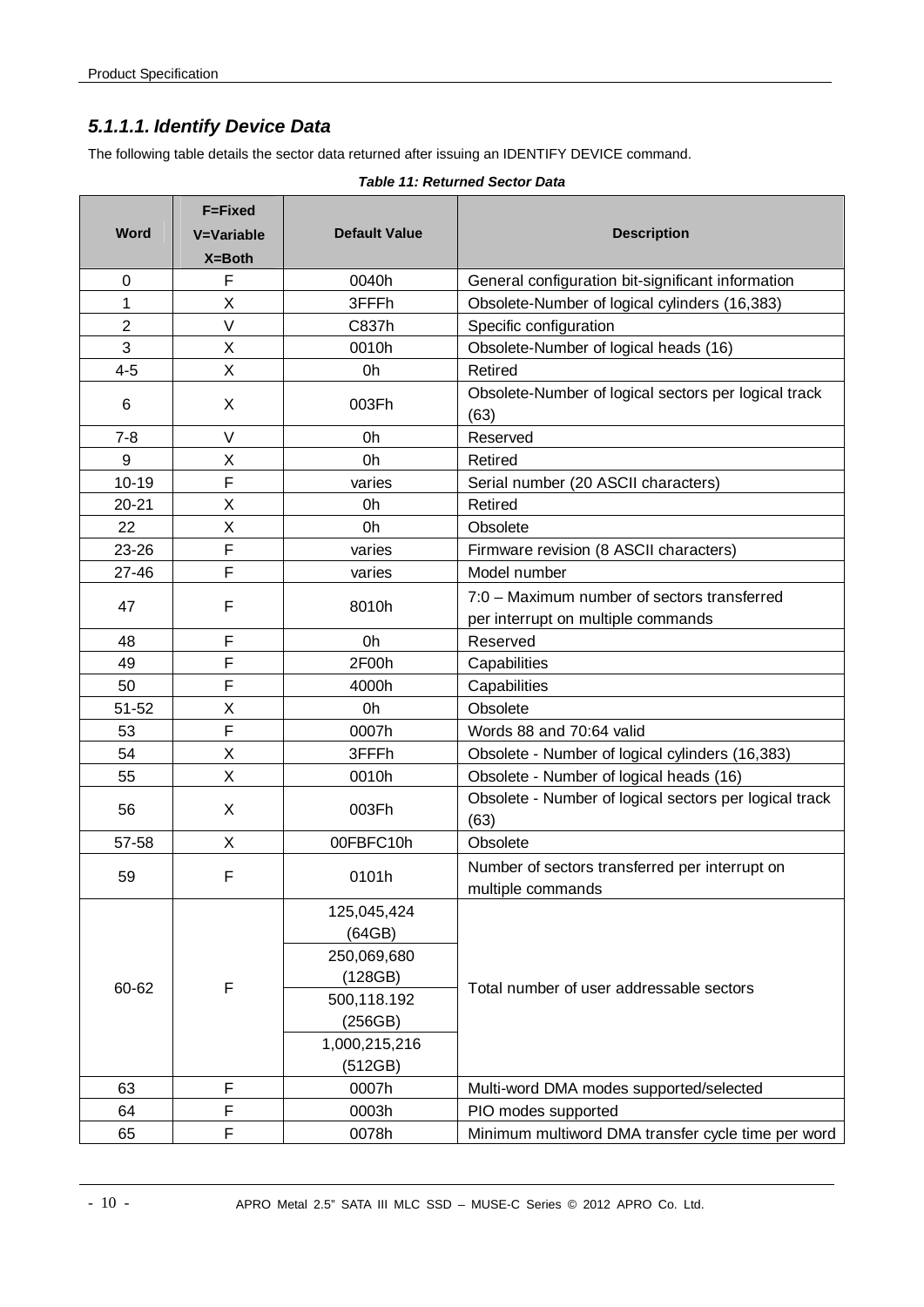### *5.1.1.1. Identify Device Data*

The following table details the sector data returned after issuing an IDENTIFY DEVICE command.

***Table 11: Returned Sector Data***

| Word | F=Fixed V=Variable X=Both | Default Value | Description |
|---|---|---|---|
| 0 | F | 0040h | General configuration bit-significant information |
| 1 | X | 3FFFh | Obsolete-Number of logical cylinders (16,383) |
| 2 | V | C837h | Specific configuration |
| 3 | X | 0010h | Obsolete-Number of logical heads (16) |
| 4-5 | X | 0h | Retired |
| 6 | X | 003Fh | Obsolete-Number of logical sectors per logical track (63) |
| 7-8 | V | 0h | Reserved |
| 9 | X | 0h | Retired |
| 10-19 | F | varies | Serial number (20 ASCII characters) |
| 20-21 | X | 0h | Retired |
| 22 | X | 0h | Obsolete |
| 23-26 | F | varies | Firmware revision (8 ASCII characters) |
| 27-46 | F | varies | Model number |
| 47 | F | 8010h | 7:0 – Maximum number of sectors transferred per interrupt on multiple commands |
| 48 | F | 0h | Reserved |
| 49 | F | 2F00h | Capabilities |
| 50 | F | 4000h | Capabilities |
| 51-52 | X | 0h | Obsolete |
| 53 | F | 0007h | Words 88 and 70:64 valid |
| 54 | X | 3FFFh | Obsolete - Number of logical cylinders (16,383) |
| 55 | X | 0010h | Obsolete - Number of logical heads (16) |
| 56 | X | 003Fh | Obsolete - Number of logical sectors per logical track (63) |
| 57-58 | X | 00FBFC10h | Obsolete |
| 59 | F | 0101h | Number of sectors transferred per interrupt on multiple commands |
| 60-62 | F | 125,045,424 (64GB) | Total number of user addressable sectors |
| | | 250,069,680 (128GB) | |
| | | 500,118.192 (256GB) | |
| | | 1,000,215,216 (512GB) | |
| 63 | F | 0007h | Multi-word DMA modes supported/selected |
| 64 | F | 0003h | PIO modes supported |
| 65 | F | 0078h | Minimum multiword DMA transfer cycle time per word |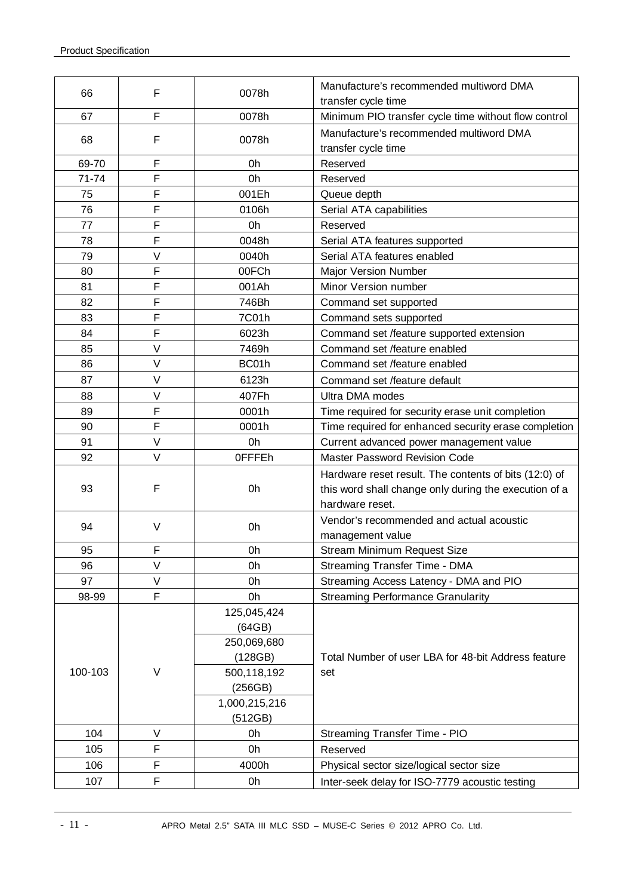| 66 | F | 0078h | Manufacture's recommended multiword DMA transfer cycle time |
|---|---|---|---|
| 67 | F | 0078h | Minimum PIO transfer cycle time without flow control |
| 68 | F | 0078h | Manufacture's recommended multiword DMA transfer cycle time |
| 69-70 | F | 0h | Reserved |
| 71-74 | F | 0h | Reserved |
| 75 | F | 001Eh | Queue depth |
| 76 | F | 0106h | Serial ATA capabilities |
| 77 | F | 0h | Reserved |
| 78 | F | 0048h | Serial ATA features supported |
| 79 | V | 0040h | Serial ATA features enabled |
| 80 | F | 00FCh | Major Version Number |
| 81 | F | 001Ah | Minor Version number |
| 82 | F | 746Bh | Command set supported |
| 83 | F | 7C01h | Command sets supported |
| 84 | F | 6023h | Command set /feature supported extension |
| 85 | V | 7469h | Command set /feature enabled |
| 86 | V | BC01h | Command set /feature enabled |
| 87 | V | 6123h | Command set /feature default |
| 88 | V | 407Fh | Ultra DMA modes |
| 89 | F | 0001h | Time required for security erase unit completion |
| 90 | F | 0001h | Time required for enhanced security erase completion |
| 91 | V | 0h | Current advanced power management value |
| 92 | V | 0FFFEh | Master Password Revision Code |
| 93 | F | 0h | Hardware reset result. The contents of bits (12:0) of this word shall change only during the execution of a hardware reset. |
| 94 | V | 0h | Vendor's recommended and actual acoustic management value |
| 95 | F | 0h | Stream Minimum Request Size |
| 96 | V | 0h | Streaming Transfer Time - DMA |
| 97 | V | 0h | Streaming Access Latency - DMA and PIO |
| 98-99 | F | 0h | Streaming Performance Granularity |
| 100-103 | V | 125,045,424 (64GB) | Total Number of user LBA for 48-bit Address feature set |
| | | 250,069,680 (128GB) | |
| | | 500,118,192 (256GB) | |
| | | 1,000,215,216 (512GB) | |
| 104 | V | 0h | Streaming Transfer Time - PIO |
| 105 | F | 0h | Reserved |
| 106 | F | 4000h | Physical sector size/logical sector size |
| 107 | F | 0h | Inter-seek delay for ISO-7779 acoustic testing |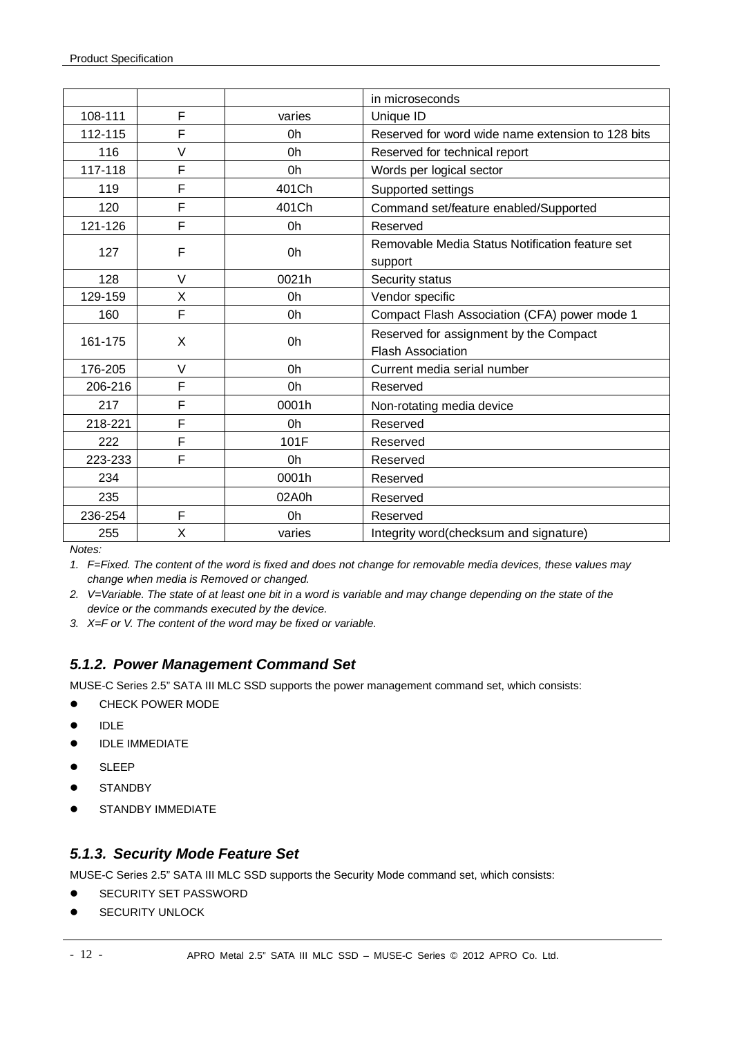| | | | in microseconds |
|---|---|---|---|
| 108-111 | F | varies | Unique ID |
| 112-115 | F | 0h | Reserved for word wide name extension to 128 bits |
| 116 | V | 0h | Reserved for technical report |
| 117-118 | F | 0h | Words per logical sector |
| 119 | F | 401Ch | Supported settings |
| 120 | F | 401Ch | Command set/feature enabled/Supported |
| 121-126 | F | 0h | Reserved |
| 127 | F | 0h | Removable Media Status Notification feature set support |
| 128 | V | 0021h | Security status |
| 129-159 | X | 0h | Vendor specific |
| 160 | F | 0h | Compact Flash Association (CFA) power mode 1 |
| 161-175 | X | 0h | Reserved for assignment by the Compact Flash Association |
| 176-205 | V | 0h | Current media serial number |
| 206-216 | F | 0h | Reserved |
| 217 | F | 0001h | Non-rotating media device |
| 218-221 | F | 0h | Reserved |
| 222 | F | 101F | Reserved |
| 223-233 | F | 0h | Reserved |
| 234 | | 0001h | Reserved |
| 235 | | 02A0h | Reserved |
| 236-254 | F | 0h | Reserved |
| 255 | X | varies | Integrity word(checksum and signature) |

*Notes:*

1. *F=Fixed. The content of the word is fixed and does not change for removable media devices, these values may change when media is Removed or changed.*
2. *V=Variable. The state of at least one bit in a word is variable and may change depending on the state of the device or the commands executed by the device.*
3. *X=F or V. The content of the word may be fixed or variable.*

### *5.1.2. Power Management Command Set*

MUSE-C Series 2.5" SATA III MLC SSD supports the power management command set, which consists:

- CHECK POWER MODE
- IDLE
- IDLE IMMEDIATE
- SLEEP
- STANDBY
- STANDBY IMMEDIATE

### *5.1.3. Security Mode Feature Set*

MUSE-C Series 2.5" SATA III MLC SSD supports the Security Mode command set, which consists:

- SECURITY SET PASSWORD
- SECURITY UNLOCK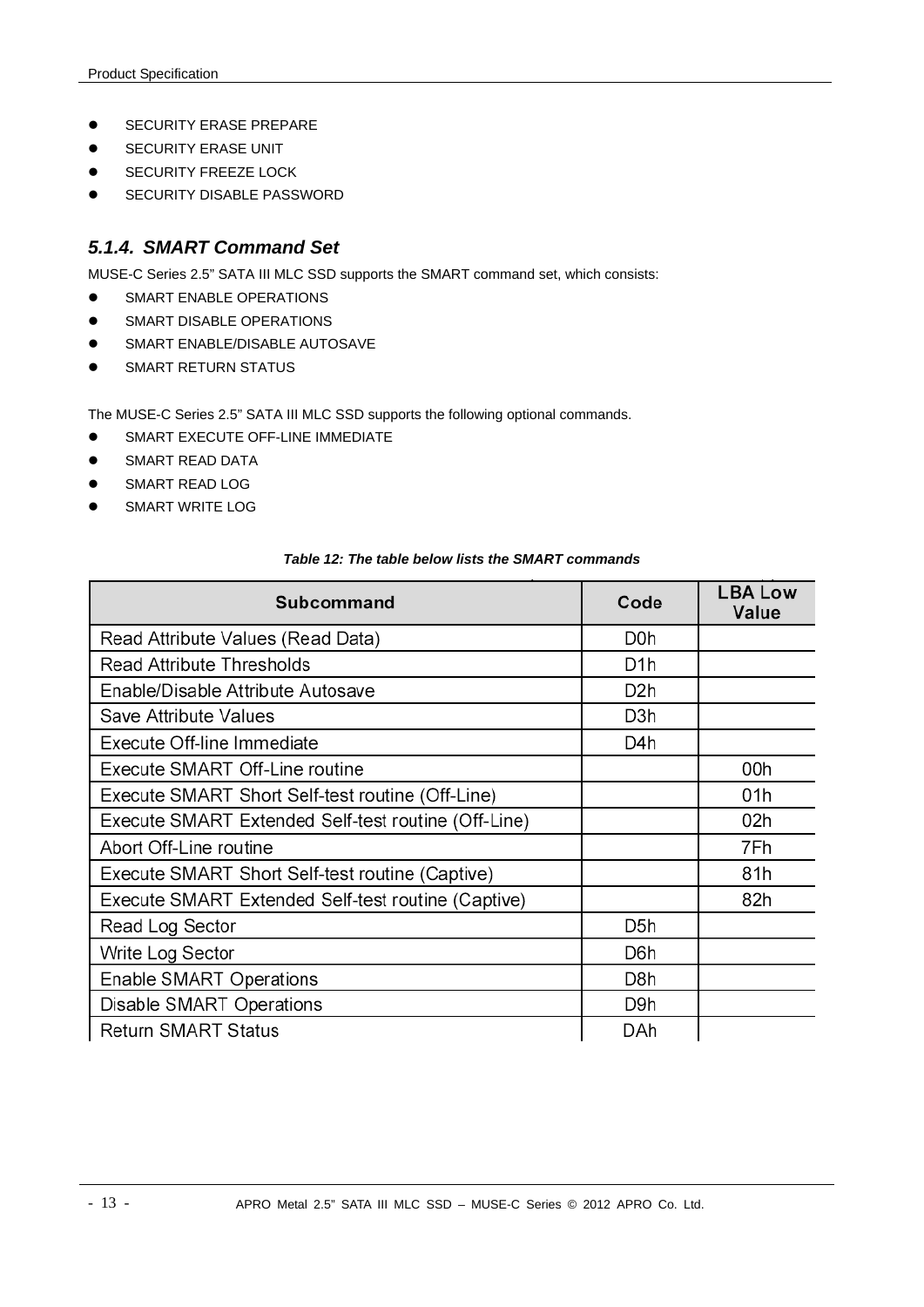- SECURITY ERASE PREPARE
- SECURITY ERASE UNIT
- SECURITY FREEZE LOCK
- SECURITY DISABLE PASSWORD

### *5.1.4. SMART Command Set*

MUSE-C Series 2.5" SATA III MLC SSD supports the SMART command set, which consists:

- SMART ENABLE OPERATIONS
- SMART DISABLE OPERATIONS
- SMART ENABLE/DISABLE AUTOSAVE
- SMART RETURN STATUS

The MUSE-C Series 2.5" SATA III MLC SSD supports the following optional commands.

- SMART EXECUTE OFF-LINE IMMEDIATE
- SMART READ DATA
- SMART READ LOG
- SMART WRITE LOG

***Table 12: The table below lists the SMART commands***

| Subcommand | Code | LBA Low Value |
|---|---|---|
| Read Attribute Values (Read Data) | D0h | |
| Read Attribute Thresholds | D1h | |
| Enable/Disable Attribute Autosave | D2h | |
| Save Attribute Values | D3h | |
| Execute Off-line Immediate | D4h | |
| Execute SMART Off-Line routine | | 00h |
| Execute SMART Short Self-test routine (Off-Line) | | 01h |
| Execute SMART Extended Self-test routine (Off-Line) | | 02h |
| Abort Off-Line routine | | 7Fh |
| Execute SMART Short Self-test routine (Captive) | | 81h |
| Execute SMART Extended Self-test routine (Captive) | | 82h |
| Read Log Sector | D5h | |
| Write Log Sector | D6h | |
| Enable SMART Operations | D8h | |
| Disable SMART Operations | D9h | |
| Return SMART Status | DAh | |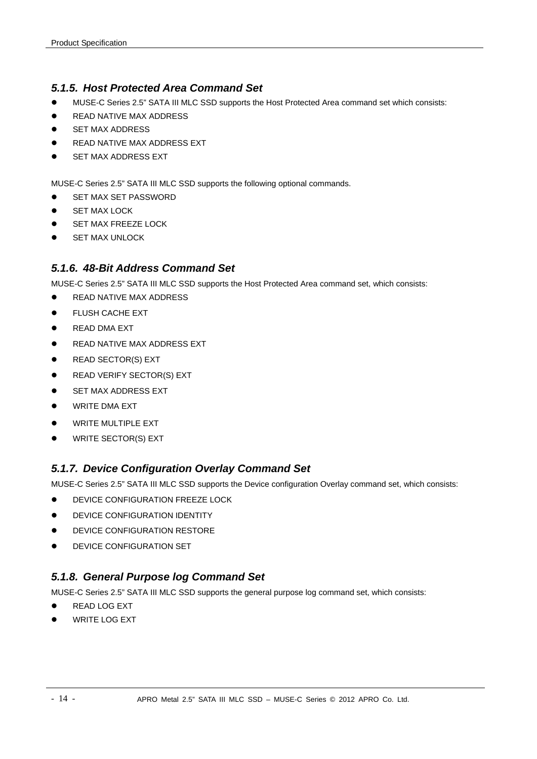### 5.1.5. Host Protected Area Command Set

- MUSE-C Series 2.5" SATA III MLC SSD supports the Host Protected Area command set which consists:
- READ NATIVE MAX ADDRESS
- SET MAX ADDRESS
- READ NATIVE MAX ADDRESS EXT
- SET MAX ADDRESS EXT

MUSE-C Series 2.5" SATA III MLC SSD supports the following optional commands.

- SET MAX SET PASSWORD
- SET MAX LOCK
- SET MAX FREEZE LOCK
- SET MAX UNLOCK

### 5.1.6. 48-Bit Address Command Set

MUSE-C Series 2.5" SATA III MLC SSD supports the Host Protected Area command set, which consists:

- READ NATIVE MAX ADDRESS
- FLUSH CACHE EXT
- READ DMA EXT
- READ NATIVE MAX ADDRESS EXT
- READ SECTOR(S) EXT
- READ VERIFY SECTOR(S) EXT
- SET MAX ADDRESS EXT
- WRITE DMA EXT
- WRITE MULTIPLE EXT
- WRITE SECTOR(S) EXT

### 5.1.7. Device Configuration Overlay Command Set

MUSE-C Series 2.5" SATA III MLC SSD supports the Device configuration Overlay command set, which consists:

- DEVICE CONFIGURATION FREEZE LOCK
- DEVICE CONFIGURATION IDENTITY
- DEVICE CONFIGURATION RESTORE
- DEVICE CONFIGURATION SET

### 5.1.8. General Purpose log Command Set

MUSE-C Series 2.5" SATA III MLC SSD supports the general purpose log command set, which consists:

- READ LOG EXT
- WRITE LOG EXT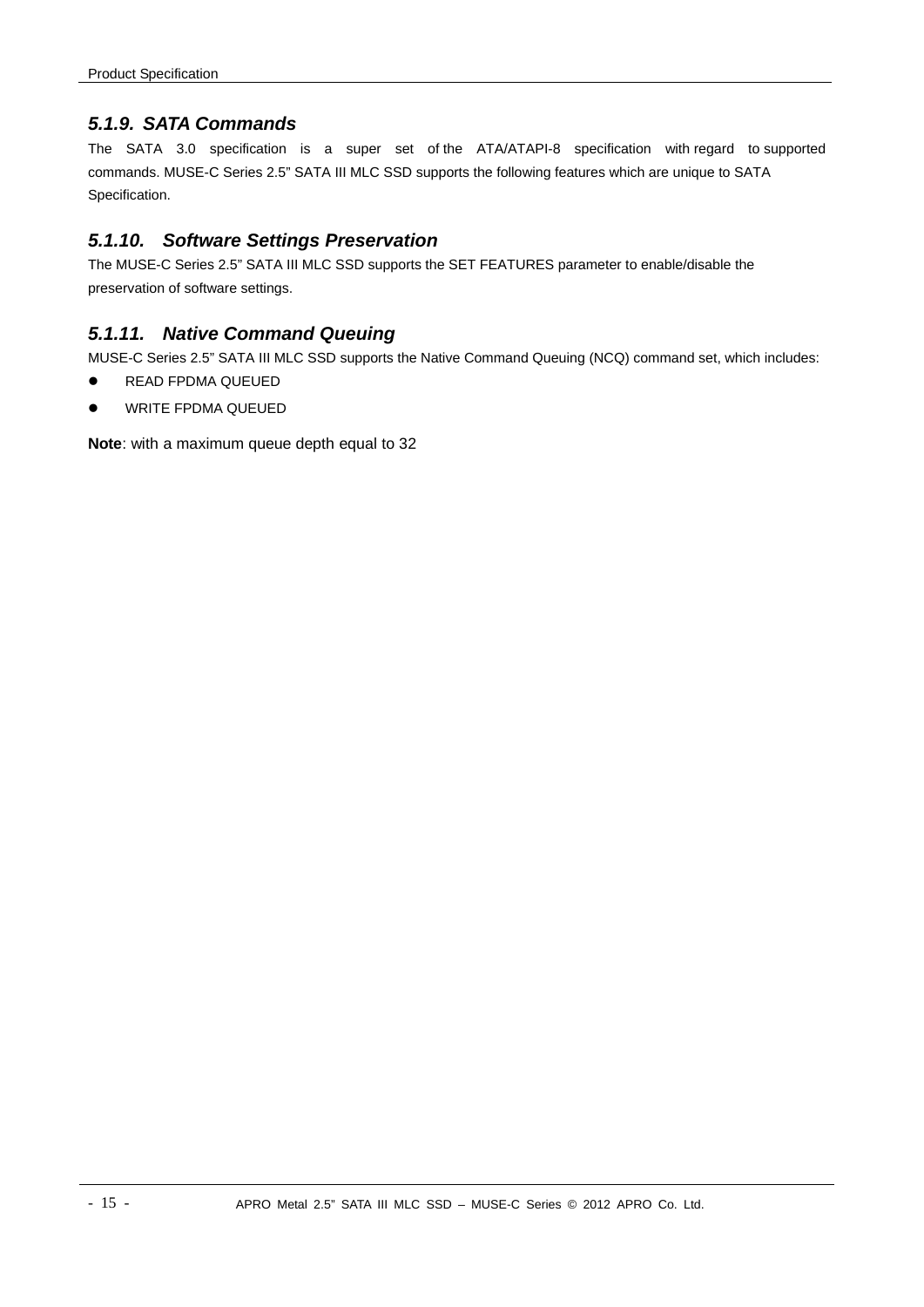### *5.1.9. SATA Commands*

The SATA 3.0 specification is a super set of the ATA/ATAPI-8 specification with regard to supported commands. MUSE-C Series 2.5" SATA III MLC SSD supports the following features which are unique to SATA Specification.

### *5.1.10. Software Settings Preservation*

The MUSE-C Series 2.5" SATA III MLC SSD supports the SET FEATURES parameter to enable/disable the preservation of software settings.

### *5.1.11. Native Command Queuing*

MUSE-C Series 2.5" SATA III MLC SSD supports the Native Command Queuing (NCQ) command set, which includes:

- READ FPDMA QUEUED
- WRITE FPDMA QUEUED

**Note**: with a maximum queue depth equal to 32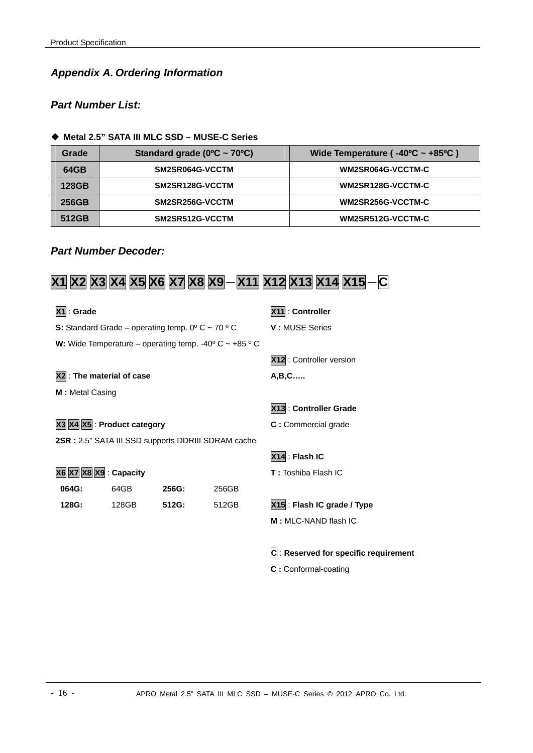## *Appendix A. Ordering Information*

### *Part Number List:*

◆ **Metal 2.5" SATA III MLC SSD – MUSE-C Series**

| Grade | Standard grade (0ºC ~ 70ºC) | Wide Temperature ( -40ºC ~ +85ºC ) |
|---|---|---|
| 64GB | SM2SR064G-VCCTM | WM2SR064G-VCCTM-C |
| 128GB | SM2SR128G-VCCTM | WM2SR128G-VCCTM-C |
| 256GB | SM2SR256G-VCCTM | WM2SR256G-VCCTM-C |
| 512GB | SM2SR512G-VCCTM | WM2SR512G-VCCTM-C |

### *Part Number Decoder:*

**X1 X2 X3 X4 X5 X6 X7 X8 X9 – X11 X12 X13 X14 X15 – C**

X1 : **Grade**

**S:** Standard Grade – operating temp. 0º C ~ 70 º C

**W:** Wide Temperature – operating temp. -40º C ~ +85 º C

X2 : **The material of case**

**M :** Metal Casing

X3 X4 X5 : **Product category**

**2SR :** 2.5" SATA III SSD supports DDRIII SDRAM cache

X6 X7 X8 X9 : **Capacity**

| | | | |
|---|---|---|---|
| **064G:** | 64GB | **256G:** | 256GB |
| **128G:** | 128GB | **512G:** | 512GB |

X11 : **Controller**

**V :** MUSE Series

X12 : Controller version

**A,B,C…..**

X13 : **Controller Grade**

**C :** Commercial grade

X14 : **Flash IC**

**T :** Toshiba Flash IC

X15 : **Flash IC grade / Type**

**M :** MLC-NAND flash IC

C : **Reserved for specific requirement**

**C :** Conformal-coating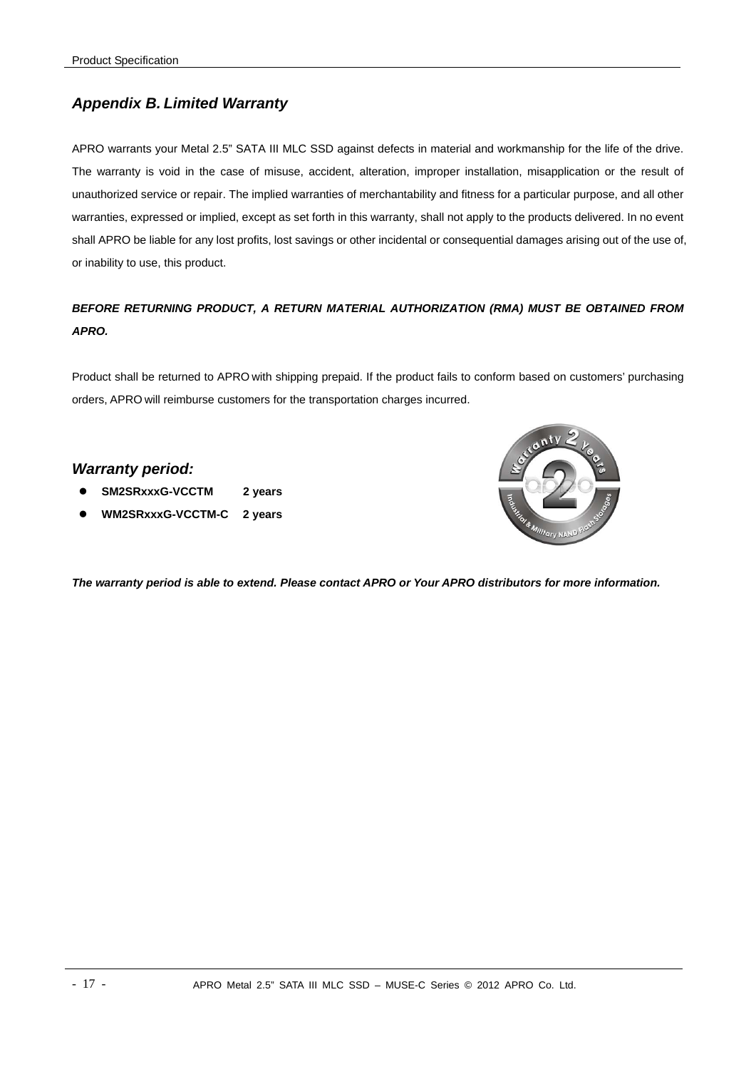## *Appendix B. Limited Warranty*

APRO warrants your Metal 2.5" SATA III MLC SSD against defects in material and workmanship for the life of the drive. The warranty is void in the case of misuse, accident, alteration, improper installation, misapplication or the result of unauthorized service or repair. The implied warranties of merchantability and fitness for a particular purpose, and all other warranties, expressed or implied, except as set forth in this warranty, shall not apply to the products delivered. In no event shall APRO be liable for any lost profits, lost savings or other incidental or consequential damages arising out of the use of, or inability to use, this product.

***BEFORE RETURNING PRODUCT, A RETURN MATERIAL AUTHORIZATION (RMA) MUST BE OBTAINED FROM APRO.***

Product shall be returned to APRO with shipping prepaid. If the product fails to conform based on customers' purchasing orders, APRO will reimburse customers for the transportation charges incurred.

### *Warranty period:*

- **SM2SRxxxG-VCCTM 2 years**
- **WM2SRxxxG-VCCTM-C 2 years**

***The warranty period is able to extend. Please contact APRO or Your APRO distributors for more information.***